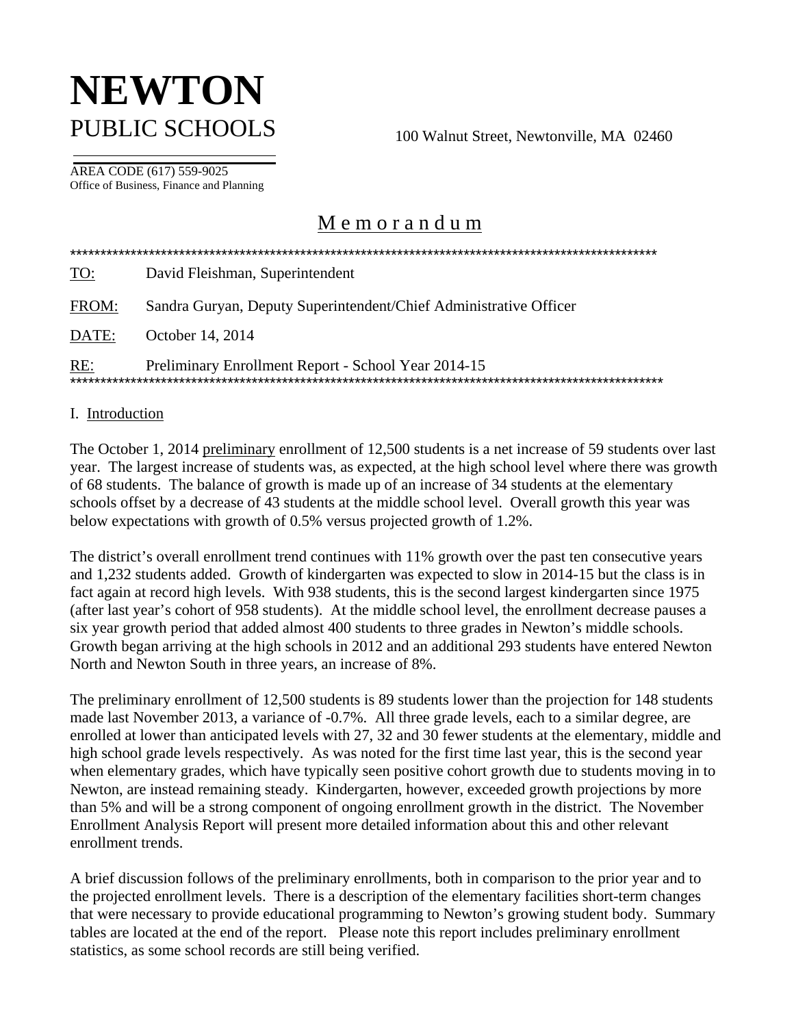# NEWTON

PUBLIC SCHOOLS

100 Walnut Street, Newtonville, MA 02460

AREA CODE (617) 559-9025
Office of Business, Finance and Planning

## Memorandum

***************************************************************************************************

TO: David Fleishman, Superintendent

FROM: Sandra Guryan, Deputy Superintendent/Chief Administrative Officer

DATE: October 14, 2014

RE: Preliminary Enrollment Report - School Year 2014-15

***************************************************************************************************

### I. Introduction

The October 1, 2014 preliminary enrollment of 12,500 students is a net increase of 59 students over last year. The largest increase of students was, as expected, at the high school level where there was growth of 68 students. The balance of growth is made up of an increase of 34 students at the elementary schools offset by a decrease of 43 students at the middle school level. Overall growth this year was below expectations with growth of 0.5% versus projected growth of 1.2%.

The district's overall enrollment trend continues with 11% growth over the past ten consecutive years and 1,232 students added. Growth of kindergarten was expected to slow in 2014-15 but the class is in fact again at record high levels. With 938 students, this is the second largest kindergarten since 1975 (after last year's cohort of 958 students). At the middle school level, the enrollment decrease pauses a six year growth period that added almost 400 students to three grades in Newton's middle schools. Growth began arriving at the high schools in 2012 and an additional 293 students have entered Newton North and Newton South in three years, an increase of 8%.

The preliminary enrollment of 12,500 students is 89 students lower than the projection for 148 students made last November 2013, a variance of -0.7%. All three grade levels, each to a similar degree, are enrolled at lower than anticipated levels with 27, 32 and 30 fewer students at the elementary, middle and high school grade levels respectively. As was noted for the first time last year, this is the second year when elementary grades, which have typically seen positive cohort growth due to students moving in to Newton, are instead remaining steady. Kindergarten, however, exceeded growth projections by more than 5% and will be a strong component of ongoing enrollment growth in the district. The November Enrollment Analysis Report will present more detailed information about this and other relevant enrollment trends.

A brief discussion follows of the preliminary enrollments, both in comparison to the prior year and to the projected enrollment levels. There is a description of the elementary facilities short-term changes that were necessary to provide educational programming to Newton's growing student body. Summary tables are located at the end of the report. Please note this report includes preliminary enrollment statistics, as some school records are still being verified.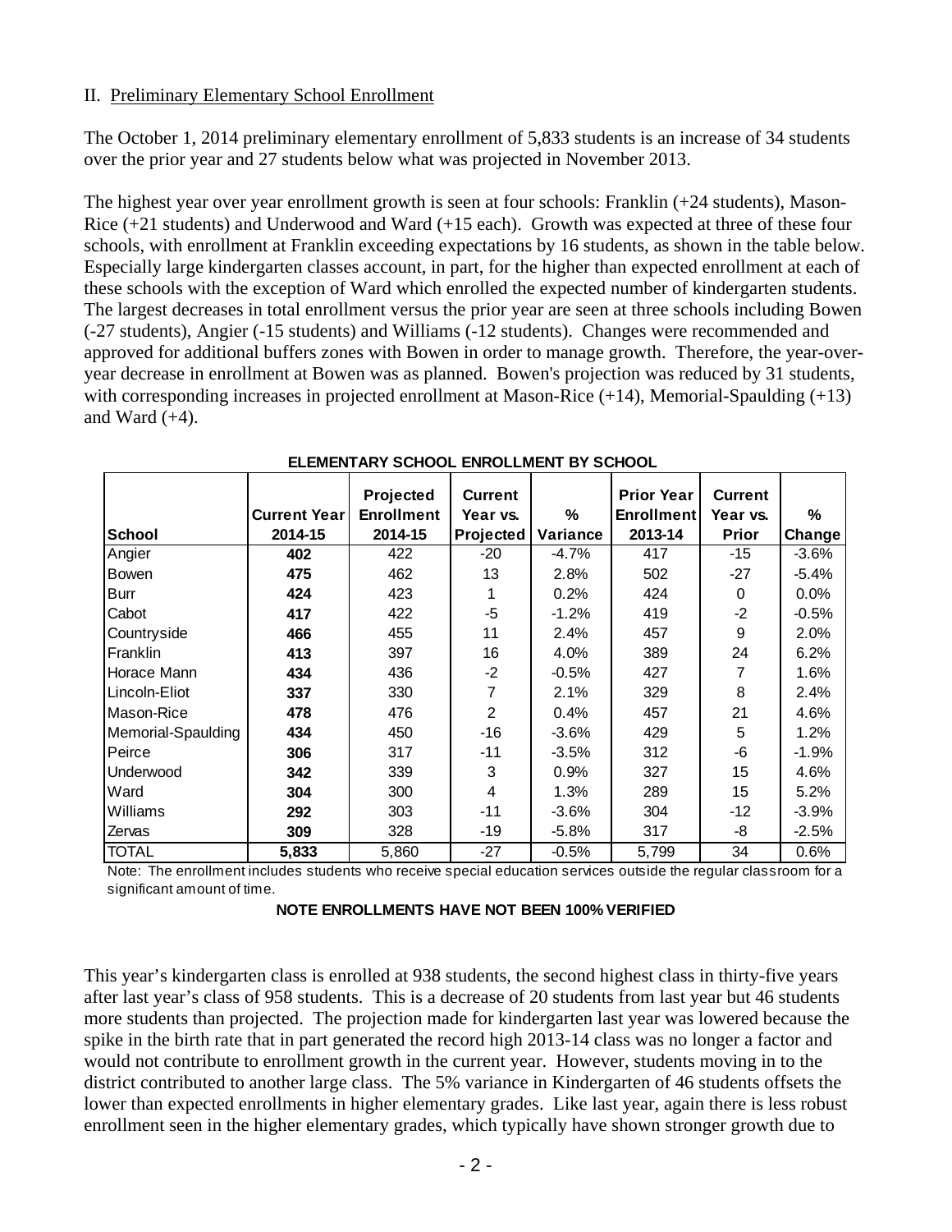## II. Preliminary Elementary School Enrollment

The October 1, 2014 preliminary elementary enrollment of 5,833 students is an increase of 34 students over the prior year and 27 students below what was projected in November 2013.

The highest year over year enrollment growth is seen at four schools: Franklin (+24 students), Mason-Rice (+21 students) and Underwood and Ward (+15 each). Growth was expected at three of these four schools, with enrollment at Franklin exceeding expectations by 16 students, as shown in the table below. Especially large kindergarten classes account, in part, for the higher than expected enrollment at each of these schools with the exception of Ward which enrolled the expected number of kindergarten students. The largest decreases in total enrollment versus the prior year are seen at three schools including Bowen (-27 students), Angier (-15 students) and Williams (-12 students). Changes were recommended and approved for additional buffers zones with Bowen in order to manage growth. Therefore, the year-over-year decrease in enrollment at Bowen was as planned. Bowen's projection was reduced by 31 students, with corresponding increases in projected enrollment at Mason-Rice (+14), Memorial-Spaulding (+13) and Ward (+4).

**ELEMENTARY SCHOOL ENROLLMENT BY SCHOOL**

| School | Current Year 2014-15 | Projected Enrollment 2014-15 | Current Year vs. Projected | % Variance | Prior Year Enrollment 2013-14 | Current Year vs. Prior | % Change |
|---|---|---|---|---|---|---|---|
| Angier | **402** | 422 | -20 | -4.7% | 417 | -15 | -3.6% |
| Bowen | **475** | 462 | 13 | 2.8% | 502 | -27 | -5.4% |
| Burr | **424** | 423 | 1 | 0.2% | 424 | 0 | 0.0% |
| Cabot | **417** | 422 | -5 | -1.2% | 419 | -2 | -0.5% |
| Countryside | **466** | 455 | 11 | 2.4% | 457 | 9 | 2.0% |
| Franklin | **413** | 397 | 16 | 4.0% | 389 | 24 | 6.2% |
| Horace Mann | **434** | 436 | -2 | -0.5% | 427 | 7 | 1.6% |
| Lincoln-Eliot | **337** | 330 | 7 | 2.1% | 329 | 8 | 2.4% |
| Mason-Rice | **478** | 476 | 2 | 0.4% | 457 | 21 | 4.6% |
| Memorial-Spaulding | **434** | 450 | -16 | -3.6% | 429 | 5 | 1.2% |
| Peirce | **306** | 317 | -11 | -3.5% | 312 | -6 | -1.9% |
| Underwood | **342** | 339 | 3 | 0.9% | 327 | 15 | 4.6% |
| Ward | **304** | 300 | 4 | 1.3% | 289 | 15 | 5.2% |
| Williams | **292** | 303 | -11 | -3.6% | 304 | -12 | -3.9% |
| Zervas | **309** | 328 | -19 | -5.8% | 317 | -8 | -2.5% |
| TOTAL | **5,833** | 5,860 | -27 | -0.5% | 5,799 | 34 | 0.6% |

Note: The enrollment includes students who receive special education services outside the regular classroom for a significant amount of time.

**NOTE ENROLLMENTS HAVE NOT BEEN 100% VERIFIED**

This year's kindergarten class is enrolled at 938 students, the second highest class in thirty-five years after last year's class of 958 students. This is a decrease of 20 students from last year but 46 students more students than projected. The projection made for kindergarten last year was lowered because the spike in the birth rate that in part generated the record high 2013-14 class was no longer a factor and would not contribute to enrollment growth in the current year. However, students moving in to the district contributed to another large class. The 5% variance in Kindergarten of 46 students offsets the lower than expected enrollments in higher elementary grades. Like last year, again there is less robust enrollment seen in the higher elementary grades, which typically have shown stronger growth due to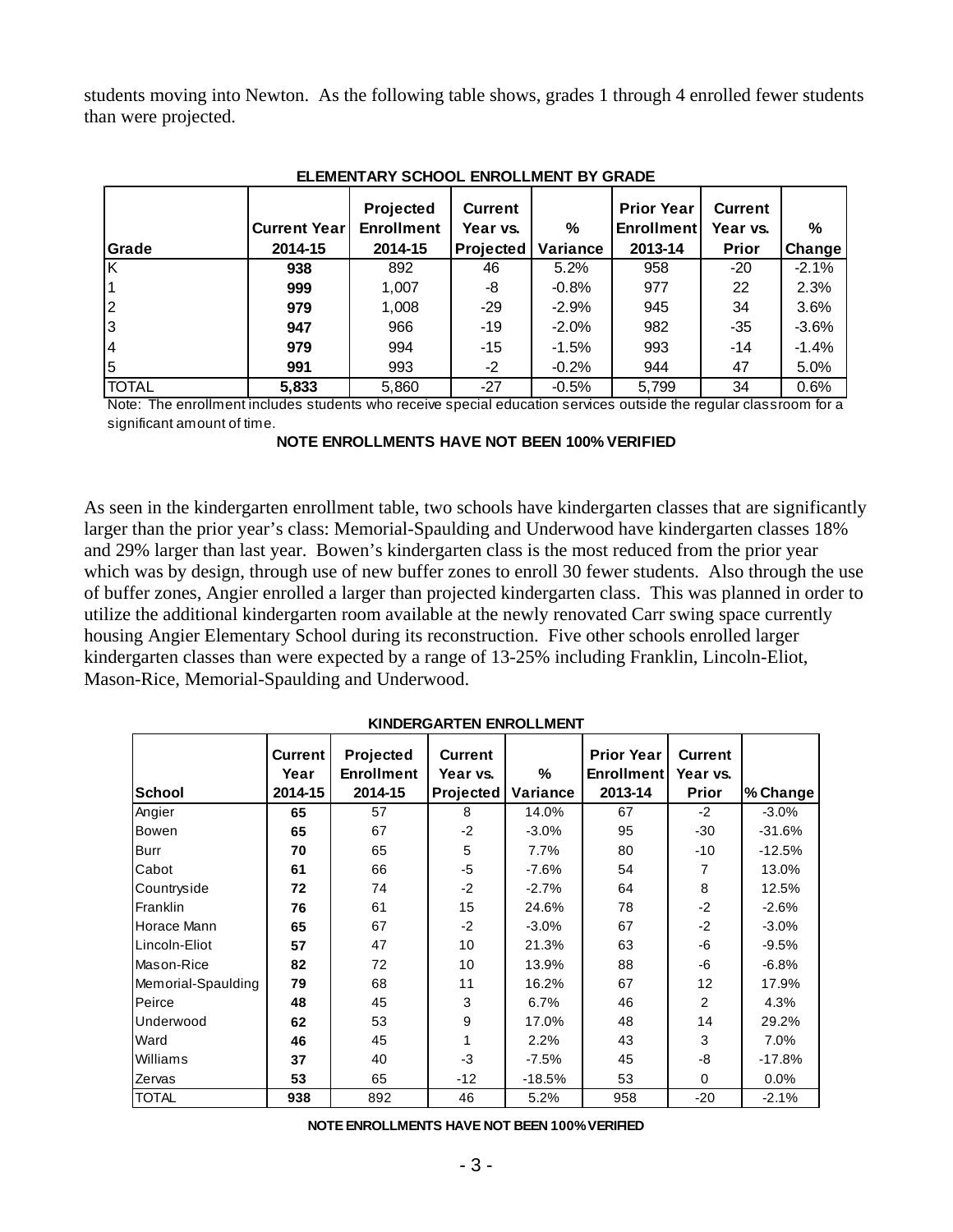students moving into Newton. As the following table shows, grades 1 through 4 enrolled fewer students than were projected.

**ELEMENTARY SCHOOL ENROLLMENT BY GRADE**

| Grade | Current Year 2014-15 | Projected Enrollment 2014-15 | Current Year vs. Projected | % Variance | Prior Year Enrollment 2013-14 | Current Year vs. Prior | % Change |
|---|---|---|---|---|---|---|---|
| K | **938** | 892 | 46 | 5.2% | 958 | -20 | -2.1% |
| 1 | **999** | 1,007 | -8 | -0.8% | 977 | 22 | 2.3% |
| 2 | **979** | 1,008 | -29 | -2.9% | 945 | 34 | 3.6% |
| 3 | **947** | 966 | -19 | -2.0% | 982 | -35 | -3.6% |
| 4 | **979** | 994 | -15 | -1.5% | 993 | -14 | -1.4% |
| 5 | **991** | 993 | -2 | -0.2% | 944 | 47 | 5.0% |
| TOTAL | **5,833** | 5,860 | -27 | -0.5% | 5,799 | 34 | 0.6% |

Note: The enrollment includes students who receive special education services outside the regular classroom for a significant amount of time.

**NOTE ENROLLMENTS HAVE NOT BEEN 100% VERIFIED**

As seen in the kindergarten enrollment table, two schools have kindergarten classes that are significantly larger than the prior year's class: Memorial-Spaulding and Underwood have kindergarten classes 18% and 29% larger than last year. Bowen's kindergarten class is the most reduced from the prior year which was by design, through use of new buffer zones to enroll 30 fewer students. Also through the use of buffer zones, Angier enrolled a larger than projected kindergarten class. This was planned in order to utilize the additional kindergarten room available at the newly renovated Carr swing space currently housing Angier Elementary School during its reconstruction. Five other schools enrolled larger kindergarten classes than were expected by a range of 13-25% including Franklin, Lincoln-Eliot, Mason-Rice, Memorial-Spaulding and Underwood.

**KINDERGARTEN ENROLLMENT**

| School | Current Year 2014-15 | Projected Enrollment 2014-15 | Current Year vs. Projected | % Variance | Prior Year Enrollment 2013-14 | Current Year vs. Prior | % Change |
|---|---|---|---|---|---|---|---|
| Angier | **65** | 57 | 8 | 14.0% | 67 | -2 | -3.0% |
| Bowen | **65** | 67 | -2 | -3.0% | 95 | -30 | -31.6% |
| Burr | **70** | 65 | 5 | 7.7% | 80 | -10 | -12.5% |
| Cabot | **61** | 66 | -5 | -7.6% | 54 | 7 | 13.0% |
| Countryside | **72** | 74 | -2 | -2.7% | 64 | 8 | 12.5% |
| Franklin | **76** | 61 | 15 | 24.6% | 78 | -2 | -2.6% |
| Horace Mann | **65** | 67 | -2 | -3.0% | 67 | -2 | -3.0% |
| Lincoln-Eliot | **57** | 47 | 10 | 21.3% | 63 | -6 | -9.5% |
| Mason-Rice | **82** | 72 | 10 | 13.9% | 88 | -6 | -6.8% |
| Memorial-Spaulding | **79** | 68 | 11 | 16.2% | 67 | 12 | 17.9% |
| Peirce | **48** | 45 | 3 | 6.7% | 46 | 2 | 4.3% |
| Underwood | **62** | 53 | 9 | 17.0% | 48 | 14 | 29.2% |
| Ward | **46** | 45 | 1 | 2.2% | 43 | 3 | 7.0% |
| Williams | **37** | 40 | -3 | -7.5% | 45 | -8 | -17.8% |
| Zervas | **53** | 65 | -12 | -18.5% | 53 | 0 | 0.0% |
| TOTAL | **938** | 892 | 46 | 5.2% | 958 | -20 | -2.1% |

**NOTE ENROLLMENTS HAVE NOT BEEN 100% VERIFIED**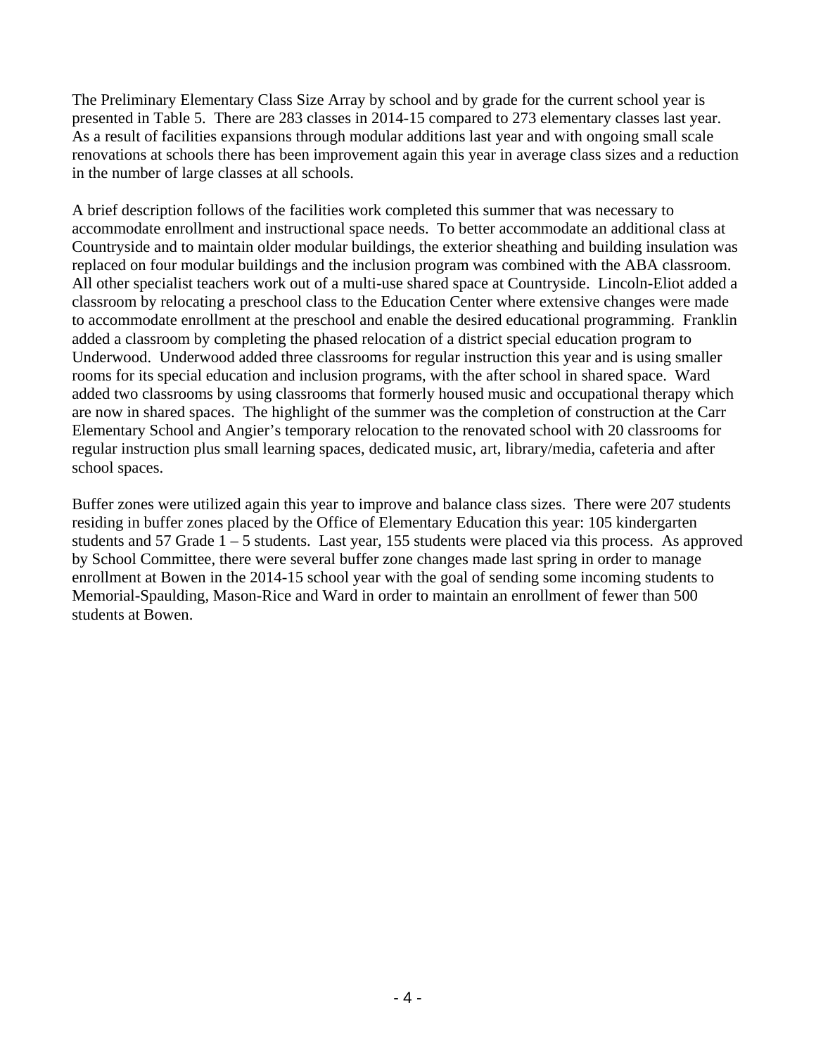The Preliminary Elementary Class Size Array by school and by grade for the current school year is presented in Table 5. There are 283 classes in 2014-15 compared to 273 elementary classes last year. As a result of facilities expansions through modular additions last year and with ongoing small scale renovations at schools there has been improvement again this year in average class sizes and a reduction in the number of large classes at all schools.

A brief description follows of the facilities work completed this summer that was necessary to accommodate enrollment and instructional space needs. To better accommodate an additional class at Countryside and to maintain older modular buildings, the exterior sheathing and building insulation was replaced on four modular buildings and the inclusion program was combined with the ABA classroom. All other specialist teachers work out of a multi-use shared space at Countryside. Lincoln-Eliot added a classroom by relocating a preschool class to the Education Center where extensive changes were made to accommodate enrollment at the preschool and enable the desired educational programming. Franklin added a classroom by completing the phased relocation of a district special education program to Underwood. Underwood added three classrooms for regular instruction this year and is using smaller rooms for its special education and inclusion programs, with the after school in shared space. Ward added two classrooms by using classrooms that formerly housed music and occupational therapy which are now in shared spaces. The highlight of the summer was the completion of construction at the Carr Elementary School and Angier's temporary relocation to the renovated school with 20 classrooms for regular instruction plus small learning spaces, dedicated music, art, library/media, cafeteria and after school spaces.

Buffer zones were utilized again this year to improve and balance class sizes. There were 207 students residing in buffer zones placed by the Office of Elementary Education this year: 105 kindergarten students and 57 Grade 1 – 5 students. Last year, 155 students were placed via this process. As approved by School Committee, there were several buffer zone changes made last spring in order to manage enrollment at Bowen in the 2014-15 school year with the goal of sending some incoming students to Memorial-Spaulding, Mason-Rice and Ward in order to maintain an enrollment of fewer than 500 students at Bowen.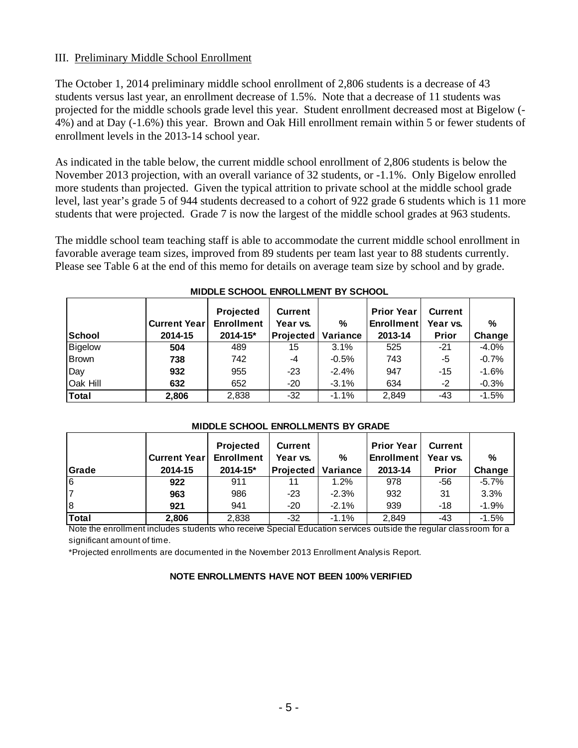## III. Preliminary Middle School Enrollment

The October 1, 2014 preliminary middle school enrollment of 2,806 students is a decrease of 43 students versus last year, an enrollment decrease of 1.5%. Note that a decrease of 11 students was projected for the middle schools grade level this year. Student enrollment decreased most at Bigelow (-4%) and at Day (-1.6%) this year. Brown and Oak Hill enrollment remain within 5 or fewer students of enrollment levels in the 2013-14 school year.

As indicated in the table below, the current middle school enrollment of 2,806 students is below the November 2013 projection, with an overall variance of 32 students, or -1.1%. Only Bigelow enrolled more students than projected. Given the typical attrition to private school at the middle school grade level, last year's grade 5 of 944 students decreased to a cohort of 922 grade 6 students which is 11 more students that were projected. Grade 7 is now the largest of the middle school grades at 963 students.

The middle school team teaching staff is able to accommodate the current middle school enrollment in favorable average team sizes, improved from 89 students per team last year to 88 students currently. Please see Table 6 at the end of this memo for details on average team size by school and by grade.

**MIDDLE SCHOOL ENROLLMENT BY SCHOOL**

| School | Current Year 2014-15 | Projected Enrollment 2014-15* | Current Year vs. Projected | % Variance | Prior Year Enrollment 2013-14 | Current Year vs. Prior | % Change |
|---|---|---|---|---|---|---|---|
| Bigelow | **504** | 489 | 15 | 3.1% | 525 | -21 | -4.0% |
| Brown | **738** | 742 | -4 | -0.5% | 743 | -5 | -0.7% |
| Day | **932** | 955 | -23 | -2.4% | 947 | -15 | -1.6% |
| Oak Hill | **632** | 652 | -20 | -3.1% | 634 | -2 | -0.3% |
| **Total** | **2,806** | 2,838 | -32 | -1.1% | 2,849 | -43 | -1.5% |

**MIDDLE SCHOOL ENROLLMENTS BY GRADE**

| Grade | Current Year 2014-15 | Projected Enrollment 2014-15* | Current Year vs. Projected | % Variance | Prior Year Enrollment 2013-14 | Current Year vs. Prior | % Change |
|---|---|---|---|---|---|---|---|
| 6 | **922** | 911 | 11 | 1.2% | 978 | -56 | -5.7% |
| 7 | **963** | 986 | -23 | -2.3% | 932 | 31 | 3.3% |
| 8 | **921** | 941 | -20 | -2.1% | 939 | -18 | -1.9% |
| **Total** | **2,806** | 2,838 | -32 | -1.1% | 2,849 | -43 | -1.5% |

Note the enrollment includes students who receive Special Education services outside the regular classroom for a significant amount of time.

*Projected enrollments are documented in the November 2013 Enrollment Analysis Report.

**NOTE ENROLLMENTS HAVE NOT BEEN 100% VERIFIED**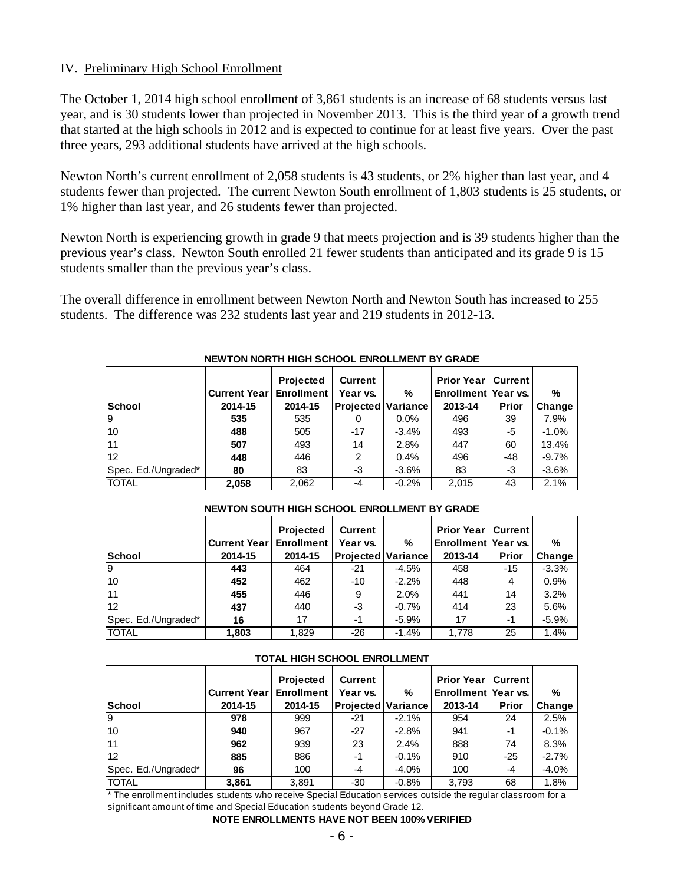## IV. Preliminary High School Enrollment

The October 1, 2014 high school enrollment of 3,861 students is an increase of 68 students versus last year, and is 30 students lower than projected in November 2013. This is the third year of a growth trend that started at the high schools in 2012 and is expected to continue for at least five years. Over the past three years, 293 additional students have arrived at the high schools.

Newton North's current enrollment of 2,058 students is 43 students, or 2% higher than last year, and 4 students fewer than projected. The current Newton South enrollment of 1,803 students is 25 students, or 1% higher than last year, and 26 students fewer than projected.

Newton North is experiencing growth in grade 9 that meets projection and is 39 students higher than the previous year's class. Newton South enrolled 21 fewer students than anticipated and its grade 9 is 15 students smaller than the previous year's class.

The overall difference in enrollment between Newton North and Newton South has increased to 255 students. The difference was 232 students last year and 219 students in 2012-13.

**NEWTON NORTH HIGH SCHOOL ENROLLMENT BY GRADE**

| School | Current Year 2014-15 | Projected Enrollment 2014-15 | Current Year vs. Projected | % Variance | Prior Year Enrollment 2013-14 | Current Year vs. Prior | % Change |
|---|---|---|---|---|---|---|---|
| 9 | **535** | 535 | 0 | 0.0% | 496 | 39 | 7.9% |
| 10 | **488** | 505 | -17 | -3.4% | 493 | -5 | -1.0% |
| 11 | **507** | 493 | 14 | 2.8% | 447 | 60 | 13.4% |
| 12 | **448** | 446 | 2 | 0.4% | 496 | -48 | -9.7% |
| Spec. Ed./Ungraded* | **80** | 83 | -3 | -3.6% | 83 | -3 | -3.6% |
| TOTAL | **2,058** | 2,062 | -4 | -0.2% | 2,015 | 43 | 2.1% |

**NEWTON SOUTH HIGH SCHOOL ENROLLMENT BY GRADE**

| School | Current Year 2014-15 | Projected Enrollment 2014-15 | Current Year vs. Projected | % Variance | Prior Year Enrollment 2013-14 | Current Year vs. Prior | % Change |
|---|---|---|---|---|---|---|---|
| 9 | **443** | 464 | -21 | -4.5% | 458 | -15 | -3.3% |
| 10 | **452** | 462 | -10 | -2.2% | 448 | 4 | 0.9% |
| 11 | **455** | 446 | 9 | 2.0% | 441 | 14 | 3.2% |
| 12 | **437** | 440 | -3 | -0.7% | 414 | 23 | 5.6% |
| Spec. Ed./Ungraded* | **16** | 17 | -1 | -5.9% | 17 | -1 | -5.9% |
| TOTAL | **1,803** | 1,829 | -26 | -1.4% | 1,778 | 25 | 1.4% |

**TOTAL HIGH SCHOOL ENROLLMENT**

| School | Current Year 2014-15 | Projected Enrollment 2014-15 | Current Year vs. Projected | % Variance | Prior Year Enrollment 2013-14 | Current Year vs. Prior | % Change |
|---|---|---|---|---|---|---|---|
| 9 | **978** | 999 | -21 | -2.1% | 954 | 24 | 2.5% |
| 10 | **940** | 967 | -27 | -2.8% | 941 | -1 | -0.1% |
| 11 | **962** | 939 | 23 | 2.4% | 888 | 74 | 8.3% |
| 12 | **885** | 886 | -1 | -0.1% | 910 | -25 | -2.7% |
| Spec. Ed./Ungraded* | **96** | 100 | -4 | -4.0% | 100 | -4 | -4.0% |
| TOTAL | **3,861** | 3,891 | -30 | -0.8% | 3,793 | 68 | 1.8% |

* The enrollment includes students who receive Special Education services outside the regular classroom for a significant amount of time and Special Education students beyond Grade 12.

**NOTE ENROLLMENTS HAVE NOT BEEN 100% VERIFIED**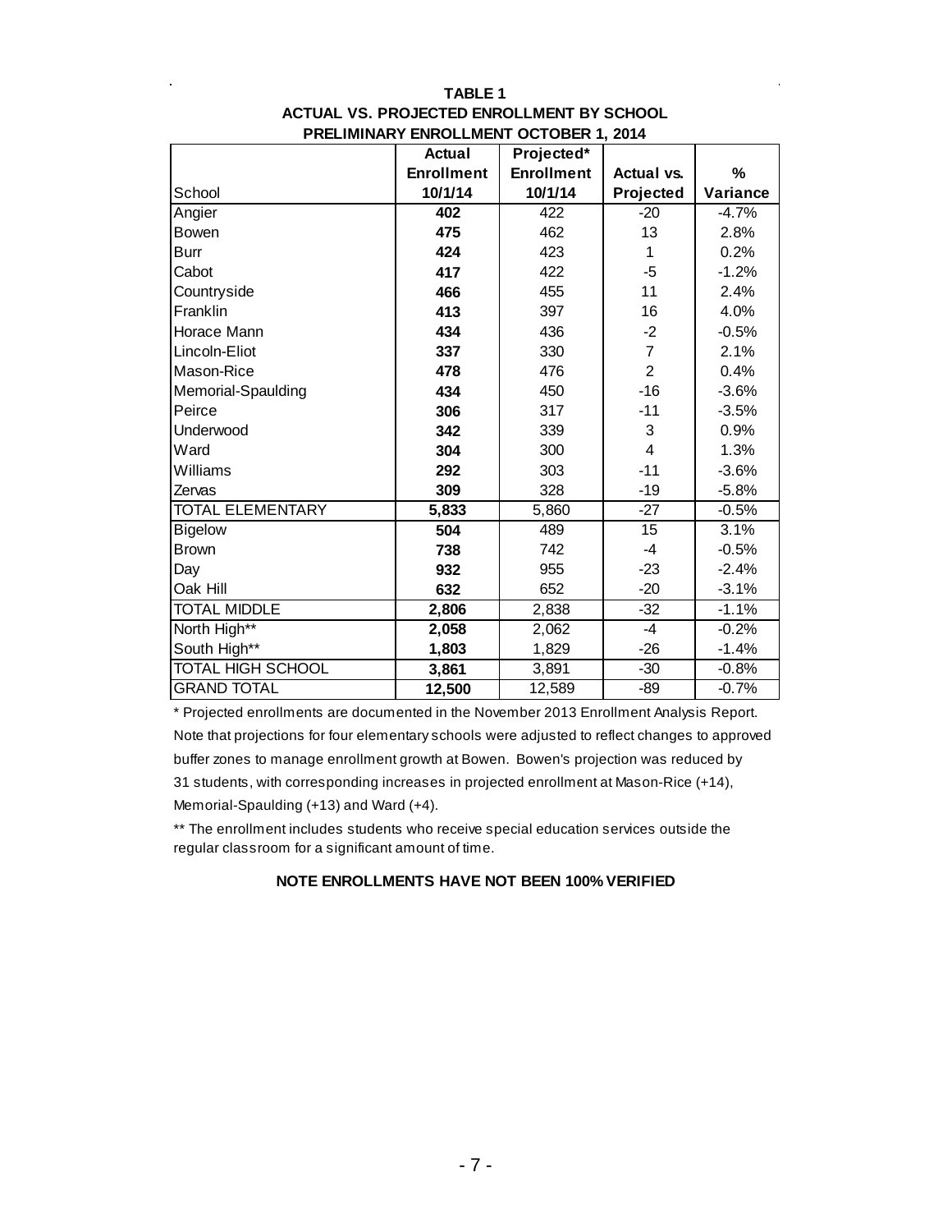**TABLE 1**

**ACTUAL VS. PROJECTED ENROLLMENT BY SCHOOL**

**PRELIMINARY ENROLLMENT OCTOBER 1, 2014**

| School | Actual Enrollment 10/1/14 | Projected* Enrollment 10/1/14 | Actual vs. Projected | % Variance |
|---|---|---|---|---|
| Angier | **402** | 422 | -20 | -4.7% |
| Bowen | **475** | 462 | 13 | 2.8% |
| Burr | **424** | 423 | 1 | 0.2% |
| Cabot | **417** | 422 | -5 | -1.2% |
| Countryside | **466** | 455 | 11 | 2.4% |
| Franklin | **413** | 397 | 16 | 4.0% |
| Horace Mann | **434** | 436 | -2 | -0.5% |
| Lincoln-Eliot | **337** | 330 | 7 | 2.1% |
| Mason-Rice | **478** | 476 | 2 | 0.4% |
| Memorial-Spaulding | **434** | 450 | -16 | -3.6% |
| Peirce | **306** | 317 | -11 | -3.5% |
| Underwood | **342** | 339 | 3 | 0.9% |
| Ward | **304** | 300 | 4 | 1.3% |
| Williams | **292** | 303 | -11 | -3.6% |
| Zervas | **309** | 328 | -19 | -5.8% |
| TOTAL ELEMENTARY | **5,833** | 5,860 | -27 | -0.5% |
| Bigelow | **504** | 489 | 15 | 3.1% |
| Brown | **738** | 742 | -4 | -0.5% |
| Day | **932** | 955 | -23 | -2.4% |
| Oak Hill | **632** | 652 | -20 | -3.1% |
| TOTAL MIDDLE | **2,806** | 2,838 | -32 | -1.1% |
| North High** | **2,058** | 2,062 | -4 | -0.2% |
| South High** | **1,803** | 1,829 | -26 | -1.4% |
| TOTAL HIGH SCHOOL | **3,861** | 3,891 | -30 | -0.8% |
| GRAND TOTAL | **12,500** | 12,589 | -89 | -0.7% |

* Projected enrollments are documented in the November 2013 Enrollment Analysis Report. Note that projections for four elementary schools were adjusted to reflect changes to approved buffer zones to manage enrollment growth at Bowen. Bowen's projection was reduced by 31 students, with corresponding increases in projected enrollment at Mason-Rice (+14), Memorial-Spaulding (+13) and Ward (+4).

** The enrollment includes students who receive special education services outside the regular classroom for a significant amount of time.

**NOTE ENROLLMENTS HAVE NOT BEEN 100% VERIFIED**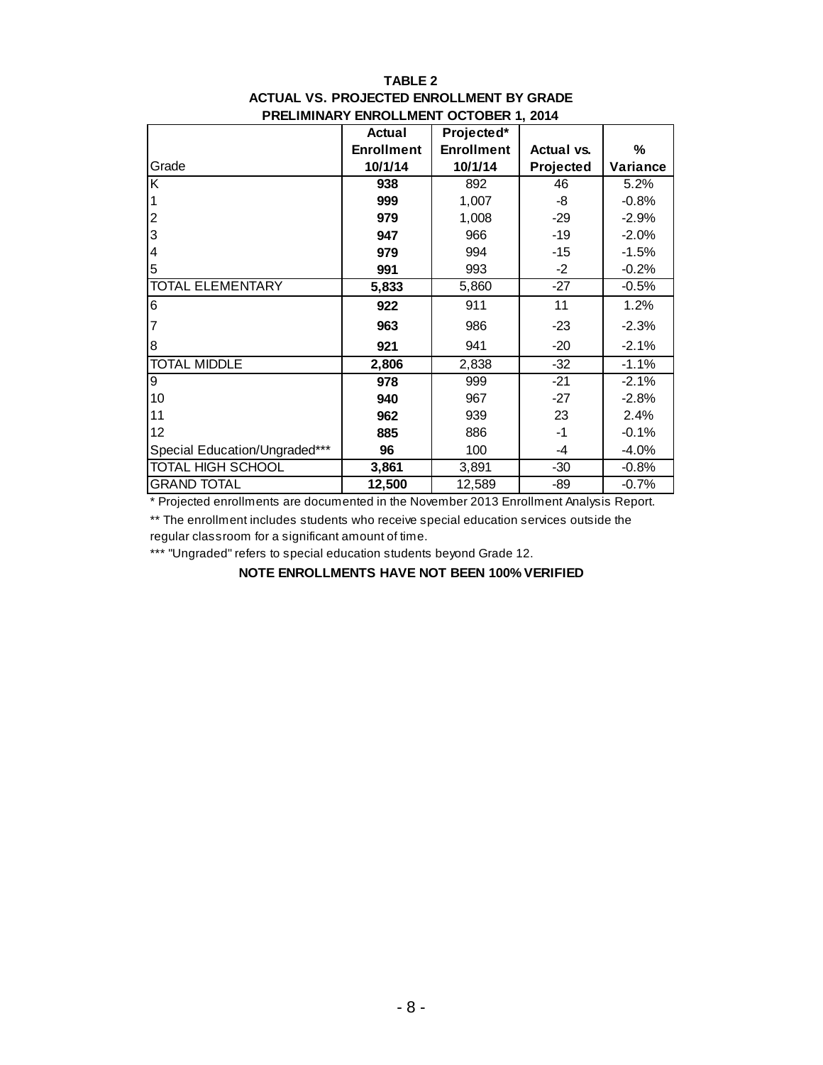**TABLE 2**

**ACTUAL VS. PROJECTED ENROLLMENT BY GRADE**

**PRELIMINARY ENROLLMENT OCTOBER 1, 2014**

| Grade | **Actual Enrollment 10/1/14** | **Projected* Enrollment 10/1/14** | **Actual vs. Projected** | **% Variance** |
|---|---|---|---|---|
| K | **938** | 892 | 46 | 5.2% |
| 1 | **999** | 1,007 | -8 | -0.8% |
| 2 | **979** | 1,008 | -29 | -2.9% |
| 3 | **947** | 966 | -19 | -2.0% |
| 4 | **979** | 994 | -15 | -1.5% |
| 5 | **991** | 993 | -2 | -0.2% |
| TOTAL ELEMENTARY | **5,833** | 5,860 | -27 | -0.5% |
| 6 | **922** | 911 | 11 | 1.2% |
| 7 | **963** | 986 | -23 | -2.3% |
| 8 | **921** | 941 | -20 | -2.1% |
| TOTAL MIDDLE | **2,806** | 2,838 | -32 | -1.1% |
| 9 | **978** | 999 | -21 | -2.1% |
| 10 | **940** | 967 | -27 | -2.8% |
| 11 | **962** | 939 | 23 | 2.4% |
| 12 | **885** | 886 | -1 | -0.1% |
| Special Education/Ungraded*** | **96** | 100 | -4 | -4.0% |
| TOTAL HIGH SCHOOL | **3,861** | 3,891 | -30 | -0.8% |
| GRAND TOTAL | **12,500** | 12,589 | -89 | -0.7% |

* Projected enrollments are documented in the November 2013 Enrollment Analysis Report.

** The enrollment includes students who receive special education services outside the regular classroom for a significant amount of time.

*** "Ungraded" refers to special education students beyond Grade 12.

**NOTE ENROLLMENTS HAVE NOT BEEN 100% VERIFIED**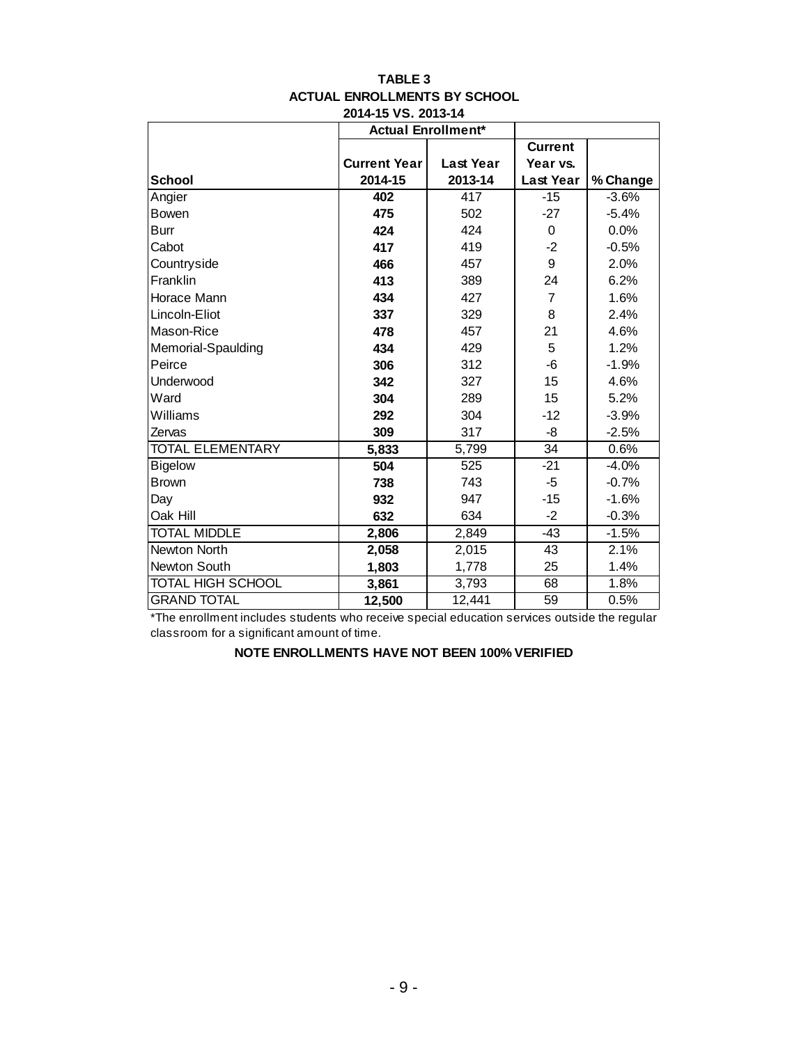**TABLE 3**
**ACTUAL ENROLLMENTS BY SCHOOL**
**2014-15 VS. 2013-14**

| | **Actual Enrollment*** | | | |
|---|---|---|---|---|
| **School** | **Current Year 2014-15** | **Last Year 2013-14** | **Current Year vs. Last Year** | **% Change** |
| Angier | **402** | 417 | -15 | -3.6% |
| Bowen | **475** | 502 | -27 | -5.4% |
| Burr | **424** | 424 | 0 | 0.0% |
| Cabot | **417** | 419 | -2 | -0.5% |
| Countryside | **466** | 457 | 9 | 2.0% |
| Franklin | **413** | 389 | 24 | 6.2% |
| Horace Mann | **434** | 427 | 7 | 1.6% |
| Lincoln-Eliot | **337** | 329 | 8 | 2.4% |
| Mason-Rice | **478** | 457 | 21 | 4.6% |
| Memorial-Spaulding | **434** | 429 | 5 | 1.2% |
| Peirce | **306** | 312 | -6 | -1.9% |
| Underwood | **342** | 327 | 15 | 4.6% |
| Ward | **304** | 289 | 15 | 5.2% |
| Williams | **292** | 304 | -12 | -3.9% |
| Zervas | **309** | 317 | -8 | -2.5% |
| TOTAL ELEMENTARY | **5,833** | 5,799 | 34 | 0.6% |
| Bigelow | **504** | 525 | -21 | -4.0% |
| Brown | **738** | 743 | -5 | -0.7% |
| Day | **932** | 947 | -15 | -1.6% |
| Oak Hill | **632** | 634 | -2 | -0.3% |
| TOTAL MIDDLE | **2,806** | 2,849 | -43 | -1.5% |
| Newton North | **2,058** | 2,015 | 43 | 2.1% |
| Newton South | **1,803** | 1,778 | 25 | 1.4% |
| TOTAL HIGH SCHOOL | **3,861** | 3,793 | 68 | 1.8% |
| GRAND TOTAL | **12,500** | 12,441 | 59 | 0.5% |

*The enrollment includes students who receive special education services outside the regular classroom for a significant amount of time.

**NOTE ENROLLMENTS HAVE NOT BEEN 100% VERIFIED**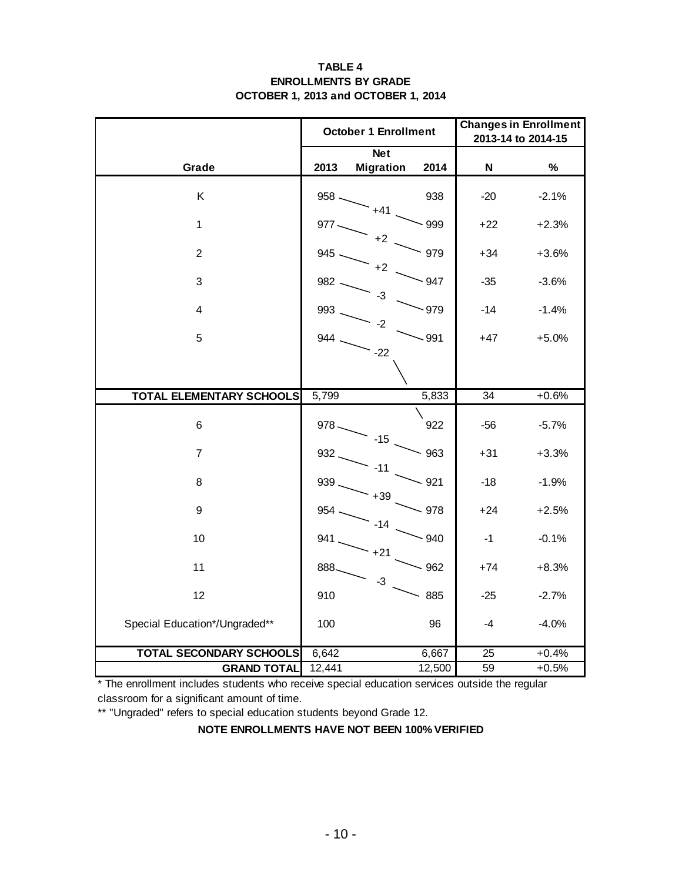**TABLE 4**
**ENROLLMENTS BY GRADE**
**OCTOBER 1, 2013 and OCTOBER 1, 2014**

| | October 1 Enrollment | | | Changes in Enrollment 2013-14 to 2014-15 | |
|---|---|---|---|---|---|
| **Grade** | **2013** | **Net Migration** | **2014** | **N** | **%** |
| K | 958 | | 938 | -20 | -2.1% |
| | | +41 | | | |
| 1 | 977 | | 999 | +22 | +2.3% |
| | | +2 | | | |
| 2 | 945 | | 979 | +34 | +3.6% |
| | | +2 | | | |
| 3 | 982 | | 947 | -35 | -3.6% |
| | | -3 | | | |
| 4 | 993 | | 979 | -14 | -1.4% |
| | | -2 | | | |
| 5 | 944 | | 991 | +47 | +5.0% |
| | | -22 | | | |
| **TOTAL ELEMENTARY SCHOOLS** | 5,799 | | 5,833 | 34 | +0.6% |
| 6 | 978 | | 922 | -56 | -5.7% |
| | | -15 | | | |
| 7 | 932 | | 963 | +31 | +3.3% |
| | | -11 | | | |
| 8 | 939 | | 921 | -18 | -1.9% |
| | | +39 | | | |
| 9 | 954 | | 978 | +24 | +2.5% |
| | | -14 | | | |
| 10 | 941 | | 940 | -1 | -0.1% |
| | | +21 | | | |
| 11 | 888 | | 962 | +74 | +8.3% |
| | | -3 | | | |
| 12 | 910 | | 885 | -25 | -2.7% |
| Special Education*/Ungraded** | 100 | | 96 | -4 | -4.0% |
| **TOTAL SECONDARY SCHOOLS** | 6,642 | | 6,667 | 25 | +0.4% |
| **GRAND TOTAL** | 12,441 | | 12,500 | 59 | +0.5% |

* The enrollment includes students who receive special education services outside the regular classroom for a significant amount of time.

** "Ungraded" refers to special education students beyond Grade 12.

**NOTE ENROLLMENTS HAVE NOT BEEN 100% VERIFIED**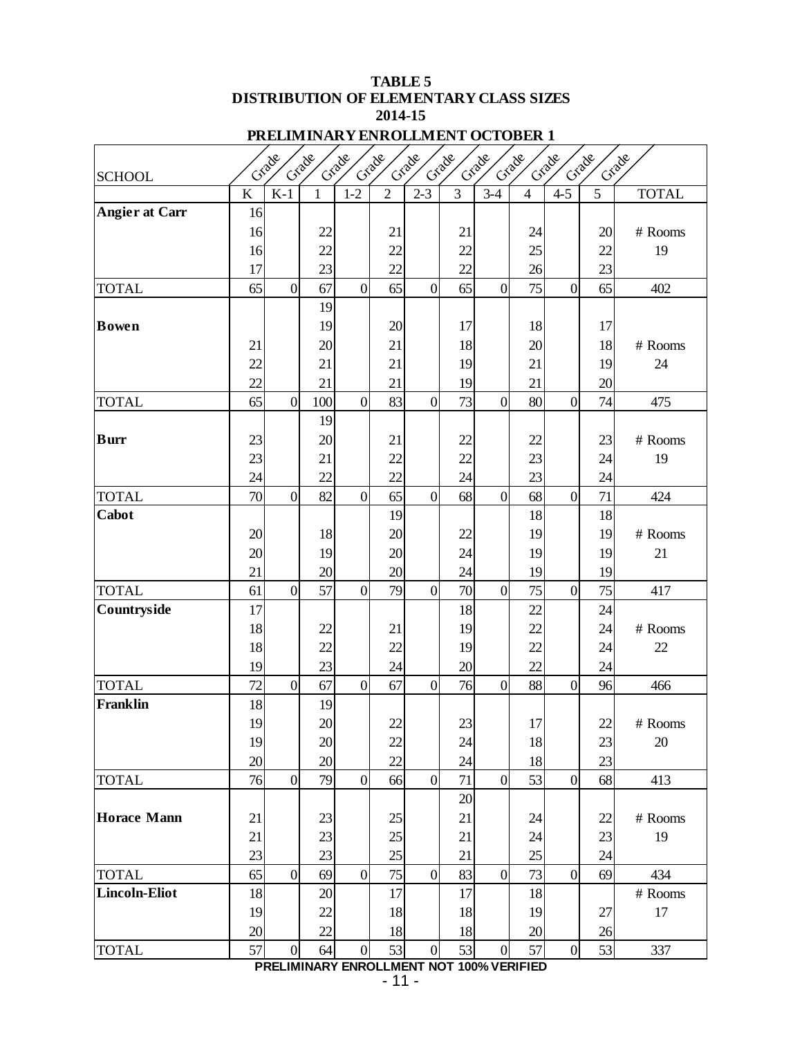**TABLE 5**
**DISTRIBUTION OF ELEMENTARY CLASS SIZES**
**2014-15**

**PRELIMINARY ENROLLMENT OCTOBER 1**

| SCHOOL | Grade K | Grade K-1 | Grade 1 | Grade 1-2 | Grade 2 | Grade 2-3 | Grade 3 | Grade 3-4 | Grade 4 | Grade 4-5 | Grade 5 | TOTAL |
|---|---|---|---|---|---|---|---|---|---|---|---|---|
| **Angier at Carr** | 16 | | | | | | | | | | | |
| | 16 | | 22 | | 21 | | 21 | | 24 | | 20 | # Rooms |
| | 16 | | 22 | | 22 | | 22 | | 25 | | 22 | 19 |
| | 17 | | 23 | | 22 | | 22 | | 26 | | 23 | |
| TOTAL | 65 | 0 | 67 | 0 | 65 | 0 | 65 | 0 | 75 | 0 | 65 | 402 |
| | | | 19 | | | | | | | | | |
| **Bowen** | | | 19 | | 20 | | 17 | | 18 | | 17 | |
| | 21 | | 20 | | 21 | | 18 | | 20 | | 18 | # Rooms |
| | 22 | | 21 | | 21 | | 19 | | 21 | | 19 | 24 |
| | 22 | | 21 | | 21 | | 19 | | 21 | | 20 | |
| TOTAL | 65 | 0 | 100 | 0 | 83 | 0 | 73 | 0 | 80 | 0 | 74 | 475 |
| | | | 19 | | | | | | | | | |
| **Burr** | 23 | | 20 | | 21 | | 22 | | 22 | | 23 | # Rooms |
| | 23 | | 21 | | 22 | | 22 | | 23 | | 24 | 19 |
| | 24 | | 22 | | 22 | | 24 | | 23 | | 24 | |
| TOTAL | 70 | 0 | 82 | 0 | 65 | 0 | 68 | 0 | 68 | 0 | 71 | 424 |
| **Cabot** | | | | | 19 | | | | 18 | | 18 | |
| | 20 | | 18 | | 20 | | 22 | | 19 | | 19 | # Rooms |
| | 20 | | 19 | | 20 | | 24 | | 19 | | 19 | 21 |
| | 21 | | 20 | | 20 | | 24 | | 19 | | 19 | |
| TOTAL | 61 | 0 | 57 | 0 | 79 | 0 | 70 | 0 | 75 | 0 | 75 | 417 |
| **Countryside** | 17 | | | | | | 18 | | 22 | | 24 | |
| | 18 | | 22 | | 21 | | 19 | | 22 | | 24 | # Rooms |
| | 18 | | 22 | | 22 | | 19 | | 22 | | 24 | 22 |
| | 19 | | 23 | | 24 | | 20 | | 22 | | 24 | |
| TOTAL | 72 | 0 | 67 | 0 | 67 | 0 | 76 | 0 | 88 | 0 | 96 | 466 |
| **Franklin** | 18 | | 19 | | | | | | | | | |
| | 19 | | 20 | | 22 | | 23 | | 17 | | 22 | # Rooms |
| | 19 | | 20 | | 22 | | 24 | | 18 | | 23 | 20 |
| | 20 | | 20 | | 22 | | 24 | | 18 | | 23 | |
| TOTAL | 76 | 0 | 79 | 0 | 66 | 0 | 71 | 0 | 53 | 0 | 68 | 413 |
| | | | | | | | 20 | | | | | |
| **Horace Mann** | 21 | | 23 | | 25 | | 21 | | 24 | | 22 | # Rooms |
| | 21 | | 23 | | 25 | | 21 | | 24 | | 23 | 19 |
| | 23 | | 23 | | 25 | | 21 | | 25 | | 24 | |
| TOTAL | 65 | 0 | 69 | 0 | 75 | 0 | 83 | 0 | 73 | 0 | 69 | 434 |
| **Lincoln-Eliot** | 18 | | 20 | | 17 | | 17 | | 18 | | | # Rooms |
| | 19 | | 22 | | 18 | | 18 | | 19 | | 27 | 17 |
| | 20 | | 22 | | 18 | | 18 | | 20 | | 26 | |
| TOTAL | 57 | 0 | 64 | 0 | 53 | 0 | 53 | 0 | 57 | 0 | 53 | 337 |

**PRELIMINARY ENROLLMENT NOT 100% VERIFIED**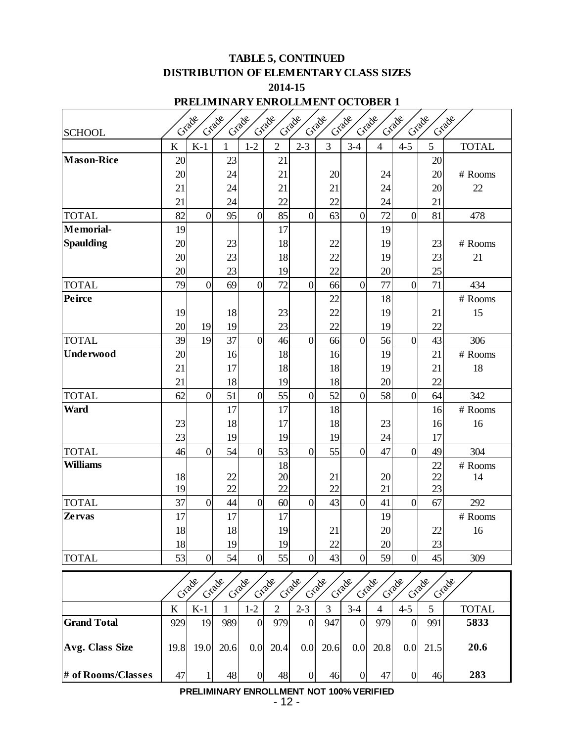# TABLE 5, CONTINUED
# DISTRIBUTION OF ELEMENTARY CLASS SIZES
# 2014-15
## PRELIMINARY ENROLLMENT OCTOBER 1

| SCHOOL | Grade | Grade | Grade | Grade | Grade | Grade | Grade | Grade | Grade | Grade | Grade | |
|---|---|---|---|---|---|---|---|---|---|---|---|---|
| | K | K-1 | 1 | 1-2 | 2 | 2-3 | 3 | 3-4 | 4 | 4-5 | 5 | TOTAL |
| **Mason-Rice** | 20 | | 23 | | 21 | | | | | | 20 | |
| | 20 | | 24 | | 21 | | 20 | | 24 | | 20 | # Rooms |
| | 21 | | 24 | | 21 | | 21 | | 24 | | 20 | 22 |
| | 21 | | 24 | | 22 | | 22 | | 24 | | 21 | |
| TOTAL | 82 | 0 | 95 | 0 | 85 | 0 | 63 | 0 | 72 | 0 | 81 | 478 |
| **Memorial-** | 19 | | | | 17 | | | | 19 | | | |
| **Spaulding** | 20 | | 23 | | 18 | | 22 | | 19 | | 23 | # Rooms |
| | 20 | | 23 | | 18 | | 22 | | 19 | | 23 | 21 |
| | 20 | | 23 | | 19 | | 22 | | 20 | | 25 | |
| TOTAL | 79 | 0 | 69 | 0 | 72 | 0 | 66 | 0 | 77 | 0 | 71 | 434 |
| **Peirce** | | | | | | | 22 | | 18 | | | # Rooms |
| | 19 | | 18 | | 23 | | 22 | | 19 | | 21 | 15 |
| | 20 | 19 | 19 | | 23 | | 22 | | 19 | | 22 | |
| TOTAL | 39 | 19 | 37 | 0 | 46 | 0 | 66 | 0 | 56 | 0 | 43 | 306 |
| **Underwood** | 20 | | 16 | | 18 | | 16 | | 19 | | 21 | # Rooms |
| | 21 | | 17 | | 18 | | 18 | | 19 | | 21 | 18 |
| | 21 | | 18 | | 19 | | 18 | | 20 | | 22 | |
| TOTAL | 62 | 0 | 51 | 0 | 55 | 0 | 52 | 0 | 58 | 0 | 64 | 342 |
| **Ward** | | | 17 | | 17 | | 18 | | | | 16 | # Rooms |
| | 23 | | 18 | | 17 | | 18 | | 23 | | 16 | 16 |
| | 23 | | 19 | | 19 | | 19 | | 24 | | 17 | |
| TOTAL | 46 | 0 | 54 | 0 | 53 | 0 | 55 | 0 | 47 | 0 | 49 | 304 |
| **Williams** | | | | | 18 | | | | | | 22 | # Rooms |
| | 18 | | 22 | | 20 | | 21 | | 20 | | 22 | 14 |
| | 19 | | 22 | | 22 | | 22 | | 21 | | 23 | |
| TOTAL | 37 | 0 | 44 | 0 | 60 | 0 | 43 | 0 | 41 | 0 | 67 | 292 |
| **Zervas** | 17 | | 17 | | 17 | | | | 19 | | | # Rooms |
| | 18 | | 18 | | 19 | | 21 | | 20 | | 22 | 16 |
| | 18 | | 19 | | 19 | | 22 | | 20 | | 23 | |
| TOTAL | 53 | 0 | 54 | 0 | 55 | 0 | 43 | 0 | 59 | 0 | 45 | 309 |

| | Grade | Grade | Grade | Grade | Grade | Grade | Grade | Grade | Grade | Grade | Grade | |
|---|---|---|---|---|---|---|---|---|---|---|---|---|
| | K | K-1 | 1 | 1-2 | 2 | 2-3 | 3 | 3-4 | 4 | 4-5 | 5 | TOTAL |
| **Grand Total** | 929 | 19 | 989 | 0 | 979 | 0 | 947 | 0 | 979 | 0 | 991 | **5833** |
| **Avg. Class Size** | 19.8 | 19.0 | 20.6 | 0.0 | 20.4 | 0.0 | 20.6 | 0.0 | 20.8 | 0.0 | 21.5 | **20.6** |
| **# of Rooms/Classes** | 47 | 1 | 48 | 0 | 48 | 0 | 46 | 0 | 47 | 0 | 46 | **283** |

**PRELIMINARY ENROLLMENT NOT 100% VERIFIED**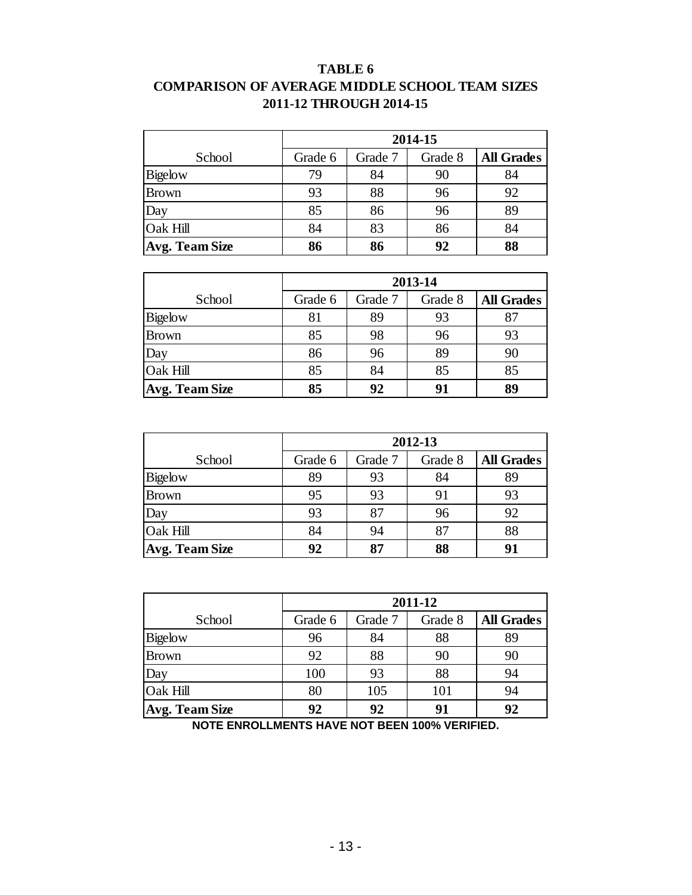**TABLE 6**
**COMPARISON OF AVERAGE MIDDLE SCHOOL TEAM SIZES**
**2011-12 THROUGH 2014-15**

| | **2014-15** | | | |
|---|---|---|---|---|
| School | Grade 6 | Grade 7 | Grade 8 | **All Grades** |
| Bigelow | 79 | 84 | 90 | 84 |
| Brown | 93 | 88 | 96 | 92 |
| Day | 85 | 86 | 96 | 89 |
| Oak Hill | 84 | 83 | 86 | 84 |
| **Avg. Team Size** | **86** | **86** | **92** | **88** |

| | **2013-14** | | | |
|---|---|---|---|---|
| School | Grade 6 | Grade 7 | Grade 8 | **All Grades** |
| Bigelow | 81 | 89 | 93 | 87 |
| Brown | 85 | 98 | 96 | 93 |
| Day | 86 | 96 | 89 | 90 |
| Oak Hill | 85 | 84 | 85 | 85 |
| **Avg. Team Size** | **85** | **92** | **91** | **89** |

| | **2012-13** | | | |
|---|---|---|---|---|
| School | Grade 6 | Grade 7 | Grade 8 | **All Grades** |
| Bigelow | 89 | 93 | 84 | 89 |
| Brown | 95 | 93 | 91 | 93 |
| Day | 93 | 87 | 96 | 92 |
| Oak Hill | 84 | 94 | 87 | 88 |
| **Avg. Team Size** | **92** | **87** | **88** | **91** |

| | **2011-12** | | | |
|---|---|---|---|---|
| School | Grade 6 | Grade 7 | Grade 8 | **All Grades** |
| Bigelow | 96 | 84 | 88 | 89 |
| Brown | 92 | 88 | 90 | 90 |
| Day | 100 | 93 | 88 | 94 |
| Oak Hill | 80 | 105 | 101 | 94 |
| **Avg. Team Size** | **92** | **92** | **91** | **92** |

**NOTE ENROLLMENTS HAVE NOT BEEN 100% VERIFIED.**